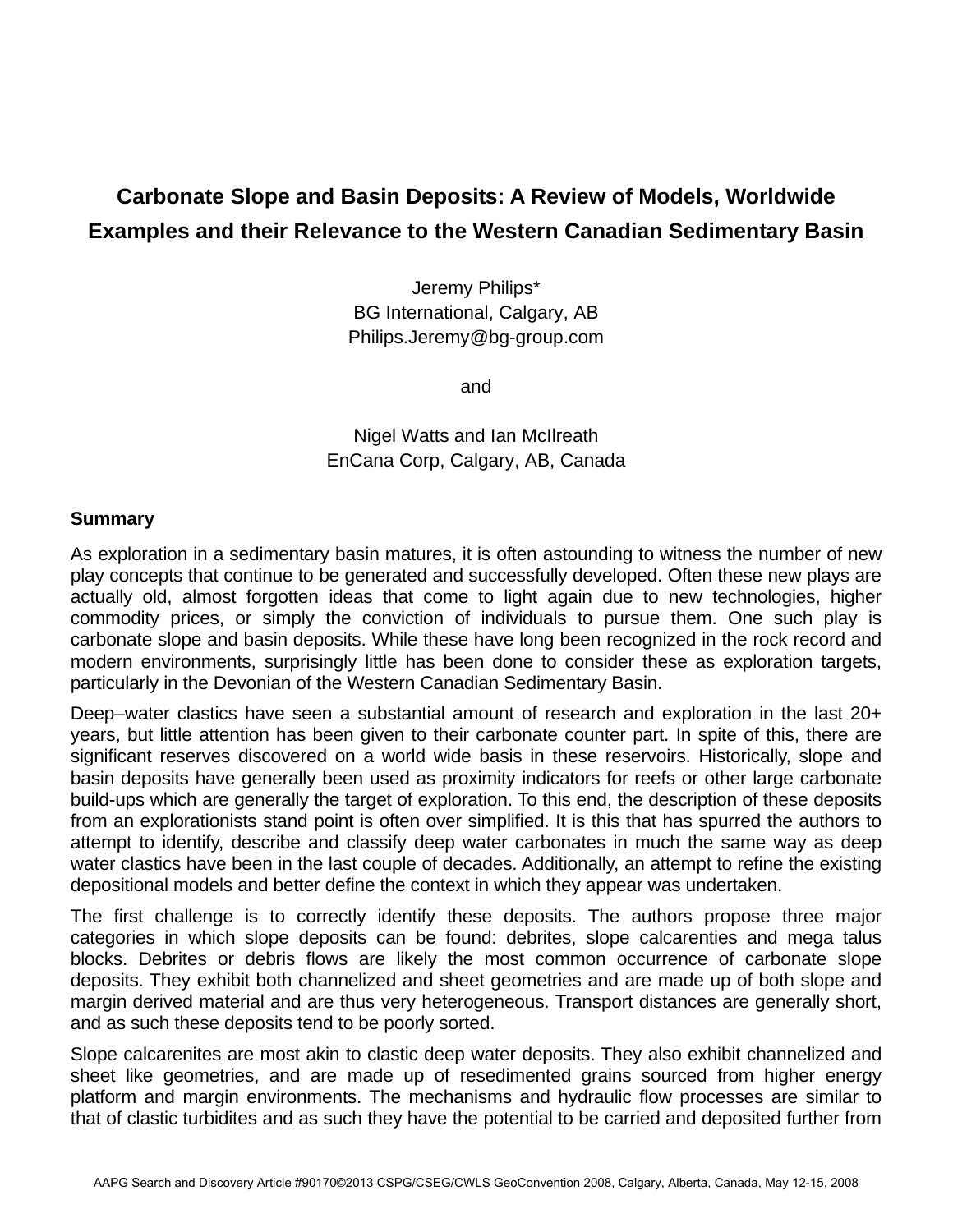# Carbonate Slope and Basin Deposits: A Review of Models, Worldwide Examples and their Relevance to the Western Canadian Sedimentary Basin

Jeremy Philips*
BG International, Calgary, AB
Philips.Jeremy@bg-group.com

and

Nigel Watts and Ian McIlreath
EnCana Corp, Calgary, AB, Canada

## Summary

As exploration in a sedimentary basin matures, it is often astounding to witness the number of new play concepts that continue to be generated and successfully developed. Often these new plays are actually old, almost forgotten ideas that come to light again due to new technologies, higher commodity prices, or simply the conviction of individuals to pursue them. One such play is carbonate slope and basin deposits. While these have long been recognized in the rock record and modern environments, surprisingly little has been done to consider these as exploration targets, particularly in the Devonian of the Western Canadian Sedimentary Basin.

Deep–water clastics have seen a substantial amount of research and exploration in the last 20+ years, but little attention has been given to their carbonate counter part. In spite of this, there are significant reserves discovered on a world wide basis in these reservoirs. Historically, slope and basin deposits have generally been used as proximity indicators for reefs or other large carbonate build-ups which are generally the target of exploration. To this end, the description of these deposits from an explorationists stand point is often over simplified. It is this that has spurred the authors to attempt to identify, describe and classify deep water carbonates in much the same way as deep water clastics have been in the last couple of decades. Additionally, an attempt to refine the existing depositional models and better define the context in which they appear was undertaken.

The first challenge is to correctly identify these deposits. The authors propose three major categories in which slope deposits can be found: debrites, slope calcarenties and mega talus blocks. Debrites or debris flows are likely the most common occurrence of carbonate slope deposits. They exhibit both channelized and sheet geometries and are made up of both slope and margin derived material and are thus very heterogeneous. Transport distances are generally short, and as such these deposits tend to be poorly sorted.

Slope calcarenites are most akin to clastic deep water deposits. They also exhibit channelized and sheet like geometries, and are made up of resedimented grains sourced from higher energy platform and margin environments. The mechanisms and hydraulic flow processes are similar to that of clastic turbidites and as such they have the potential to be carried and deposited further from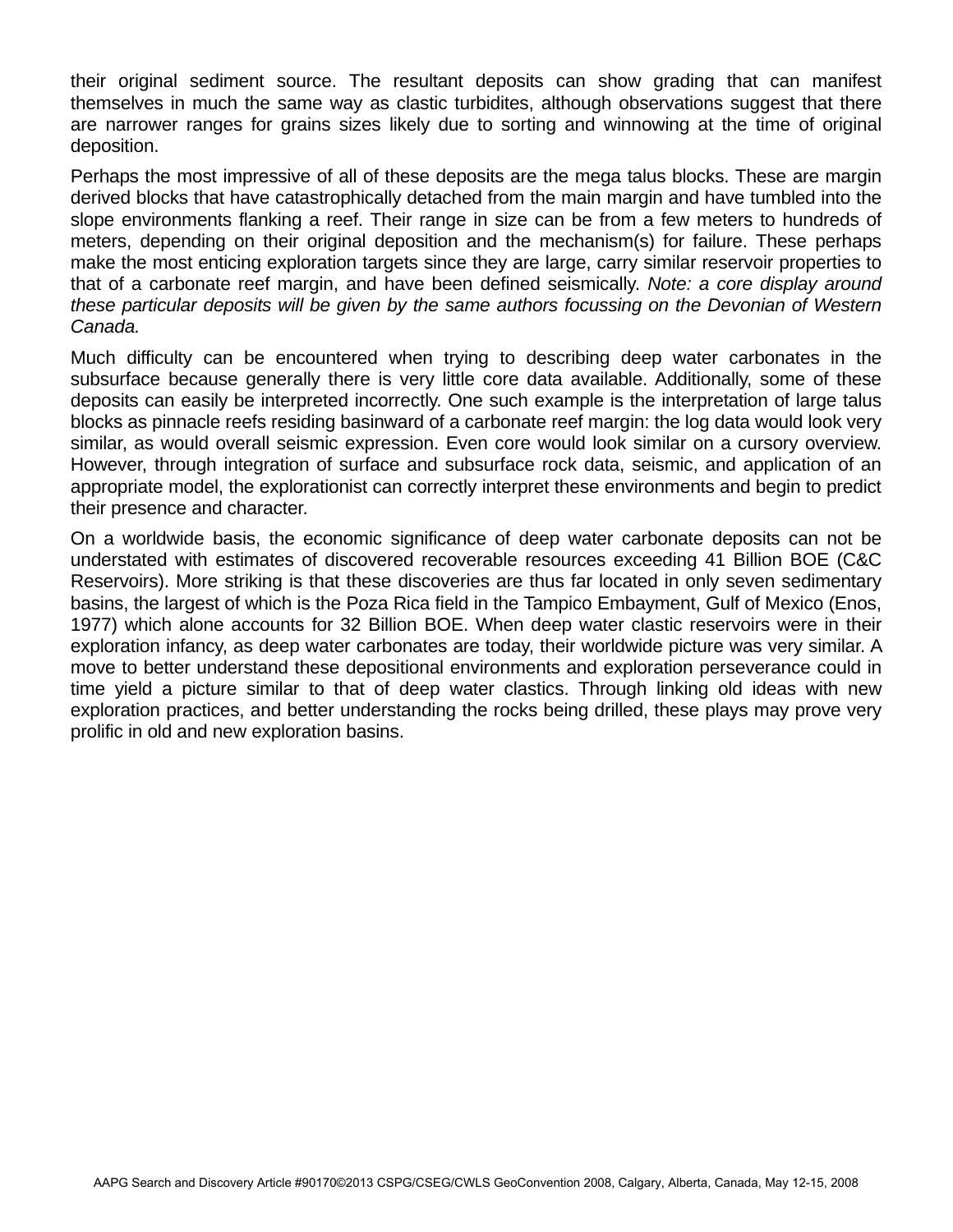their original sediment source. The resultant deposits can show grading that can manifest themselves in much the same way as clastic turbidites, although observations suggest that there are narrower ranges for grains sizes likely due to sorting and winnowing at the time of original deposition.

Perhaps the most impressive of all of these deposits are the mega talus blocks. These are margin derived blocks that have catastrophically detached from the main margin and have tumbled into the slope environments flanking a reef. Their range in size can be from a few meters to hundreds of meters, depending on their original deposition and the mechanism(s) for failure. These perhaps make the most enticing exploration targets since they are large, carry similar reservoir properties to that of a carbonate reef margin, and have been defined seismically. *Note: a core display around these particular deposits will be given by the same authors focussing on the Devonian of Western Canada.*

Much difficulty can be encountered when trying to describing deep water carbonates in the subsurface because generally there is very little core data available. Additionally, some of these deposits can easily be interpreted incorrectly. One such example is the interpretation of large talus blocks as pinnacle reefs residing basinward of a carbonate reef margin: the log data would look very similar, as would overall seismic expression. Even core would look similar on a cursory overview. However, through integration of surface and subsurface rock data, seismic, and application of an appropriate model, the explorationist can correctly interpret these environments and begin to predict their presence and character.

On a worldwide basis, the economic significance of deep water carbonate deposits can not be understated with estimates of discovered recoverable resources exceeding 41 Billion BOE (C&C Reservoirs). More striking is that these discoveries are thus far located in only seven sedimentary basins, the largest of which is the Poza Rica field in the Tampico Embayment, Gulf of Mexico (Enos, 1977) which alone accounts for 32 Billion BOE. When deep water clastic reservoirs were in their exploration infancy, as deep water carbonates are today, their worldwide picture was very similar. A move to better understand these depositional environments and exploration perseverance could in time yield a picture similar to that of deep water clastics. Through linking old ideas with new exploration practices, and better understanding the rocks being drilled, these plays may prove very prolific in old and new exploration basins.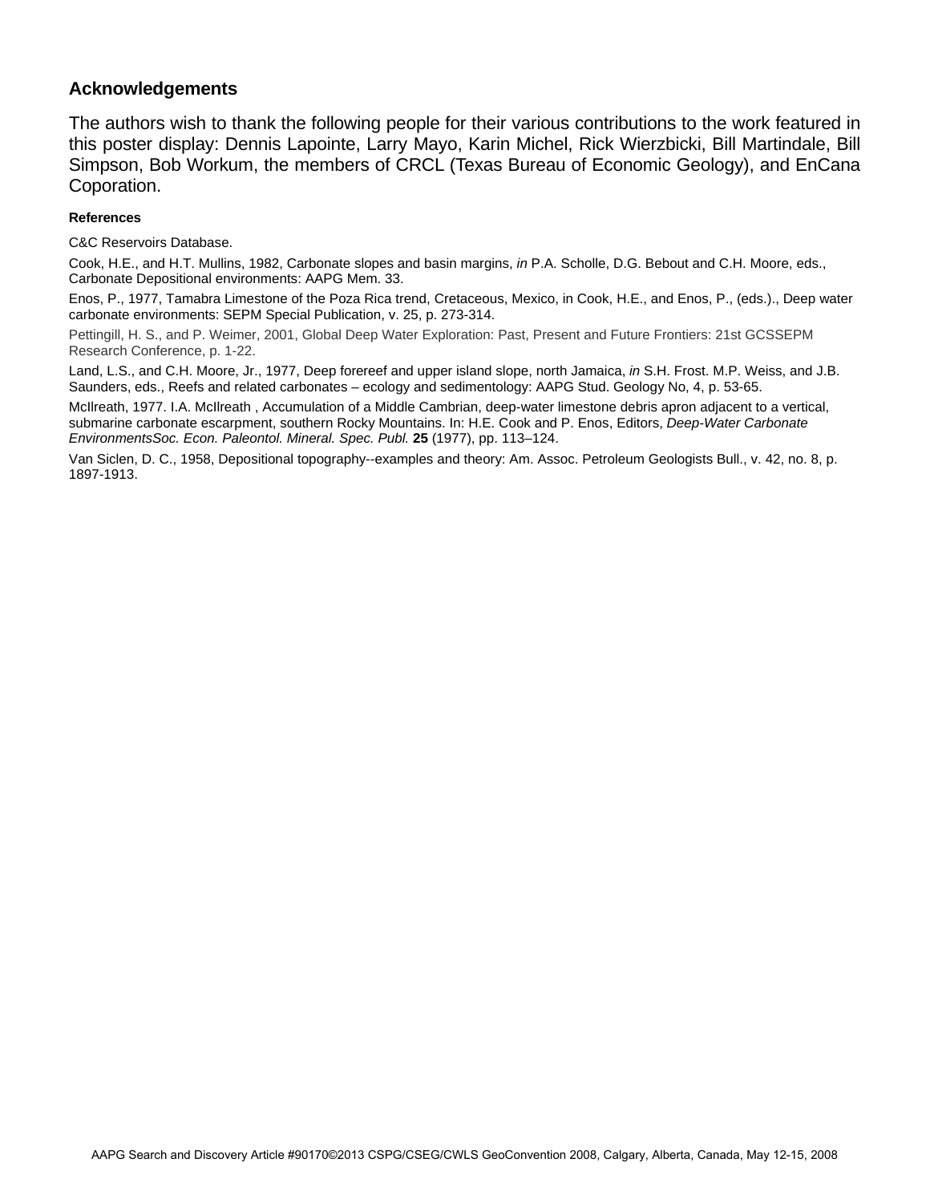## Acknowledgements

The authors wish to thank the following people for their various contributions to the work featured in this poster display: Dennis Lapointe, Larry Mayo, Karin Michel, Rick Wierzbicki, Bill Martindale, Bill Simpson, Bob Workum, the members of CRCL (Texas Bureau of Economic Geology), and EnCana Coporation.

### References

C&C Reservoirs Database.

Cook, H.E., and H.T. Mullins, 1982, Carbonate slopes and basin margins, *in* P.A. Scholle, D.G. Bebout and C.H. Moore, eds., Carbonate Depositional environments: AAPG Mem. 33.

Enos, P., 1977, Tamabra Limestone of the Poza Rica trend, Cretaceous, Mexico, in Cook, H.E., and Enos, P., (eds.)., Deep water carbonate environments: SEPM Special Publication, v. 25, p. 273-314.

Pettingill, H. S., and P. Weimer, 2001, Global Deep Water Exploration: Past, Present and Future Frontiers: 21st GCSSEPM Research Conference, p. 1-22.

Land, L.S., and C.H. Moore, Jr., 1977, Deep forereef and upper island slope, north Jamaica, *in* S.H. Frost. M.P. Weiss, and J.B. Saunders, eds., Reefs and related carbonates – ecology and sedimentology: AAPG Stud. Geology No, 4, p. 53-65.

McIlreath, 1977. I.A. McIlreath , Accumulation of a Middle Cambrian, deep-water limestone debris apron adjacent to a vertical, submarine carbonate escarpment, southern Rocky Mountains. In: H.E. Cook and P. Enos, Editors, *Deep-Water Carbonate EnvironmentsSoc. Econ. Paleontol. Mineral. Spec. Publ.* **25** (1977), pp. 113–124.

Van Siclen, D. C., 1958, Depositional topography--examples and theory: Am. Assoc. Petroleum Geologists Bull., v. 42, no. 8, p. 1897-1913.